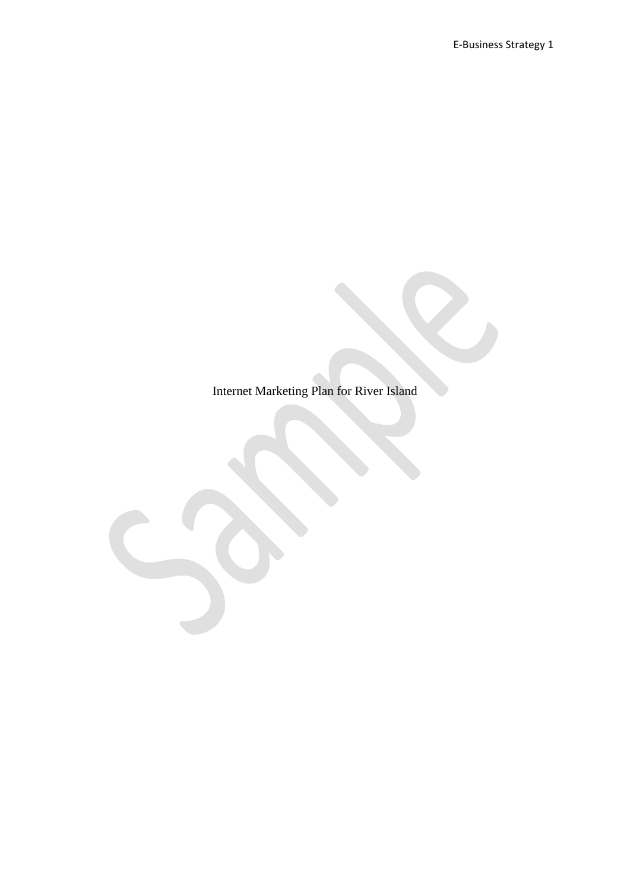Internet Marketing Plan for River Island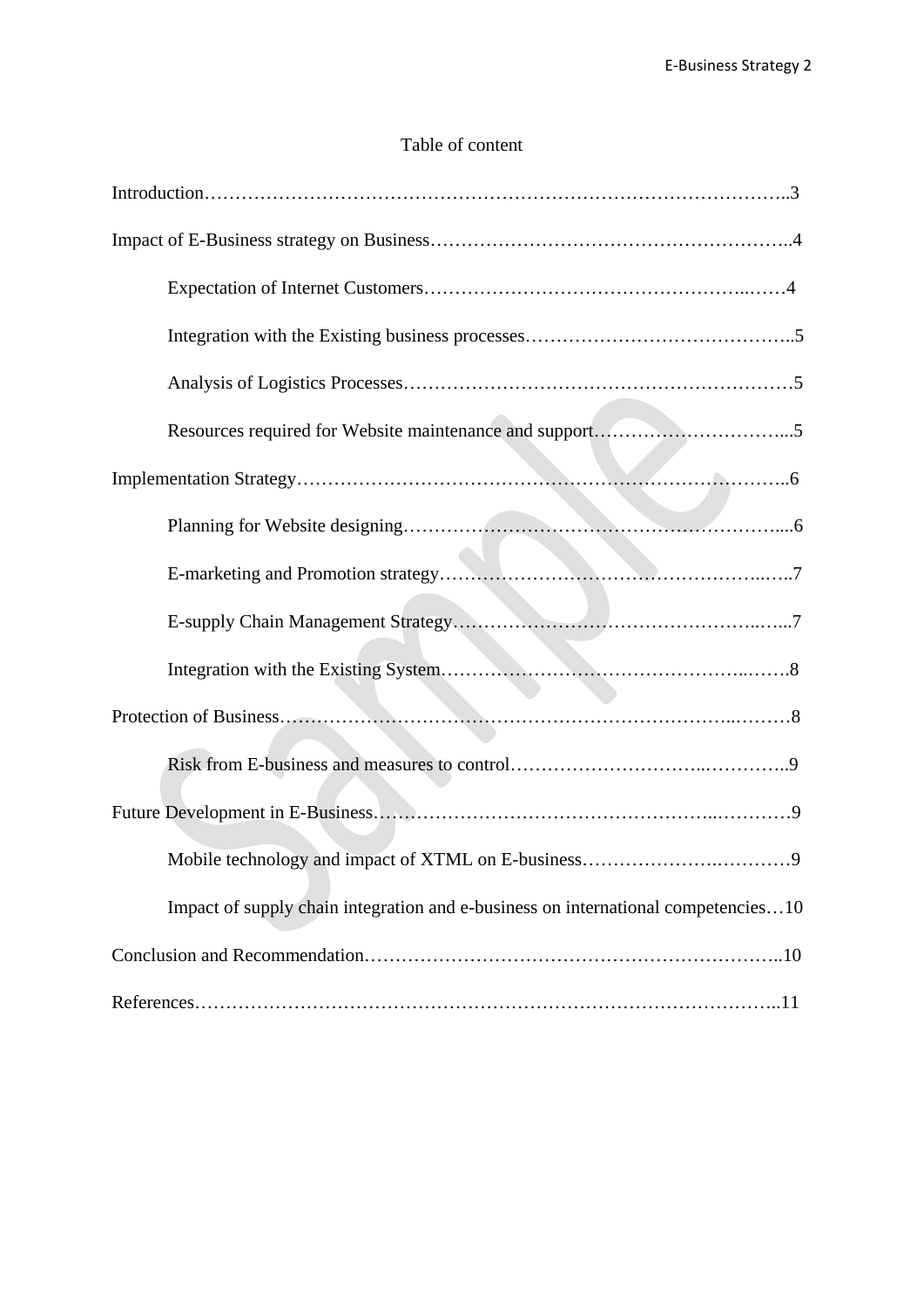# Table of content

Introduction…………………………………………………………………………………..3

Impact of E-Business strategy on Business…………………………………………………..4

Expectation of Internet Customers……………………………………………..……4

Integration with the Existing business processes……………………………………..5

Analysis of Logistics Processes………………………………………………………5

Resources required for Website maintenance and support…………………………...5

Implementation Strategy……………………………………….……………………………..6

Planning for Website designing……………………………………………………....6

E-marketing and Promotion strategy…………………………………………..…...7

E-supply Chain Management Strategy……………………………………………..…...7

Integration with the Existing System…………………………………………..…….8

Protection of Business………………………………………………………………..………8

Risk from E-business and measures to control………………………..…………..9

Future Development in E-Business……………………………………………..…………9

Mobile technology and impact of XTML on E-business……………….…………9

Impact of supply chain integration and e-business on international competencies…10

Conclusion and Recommendation…………………………………………………………..10

References…………………………………………………………………………………..11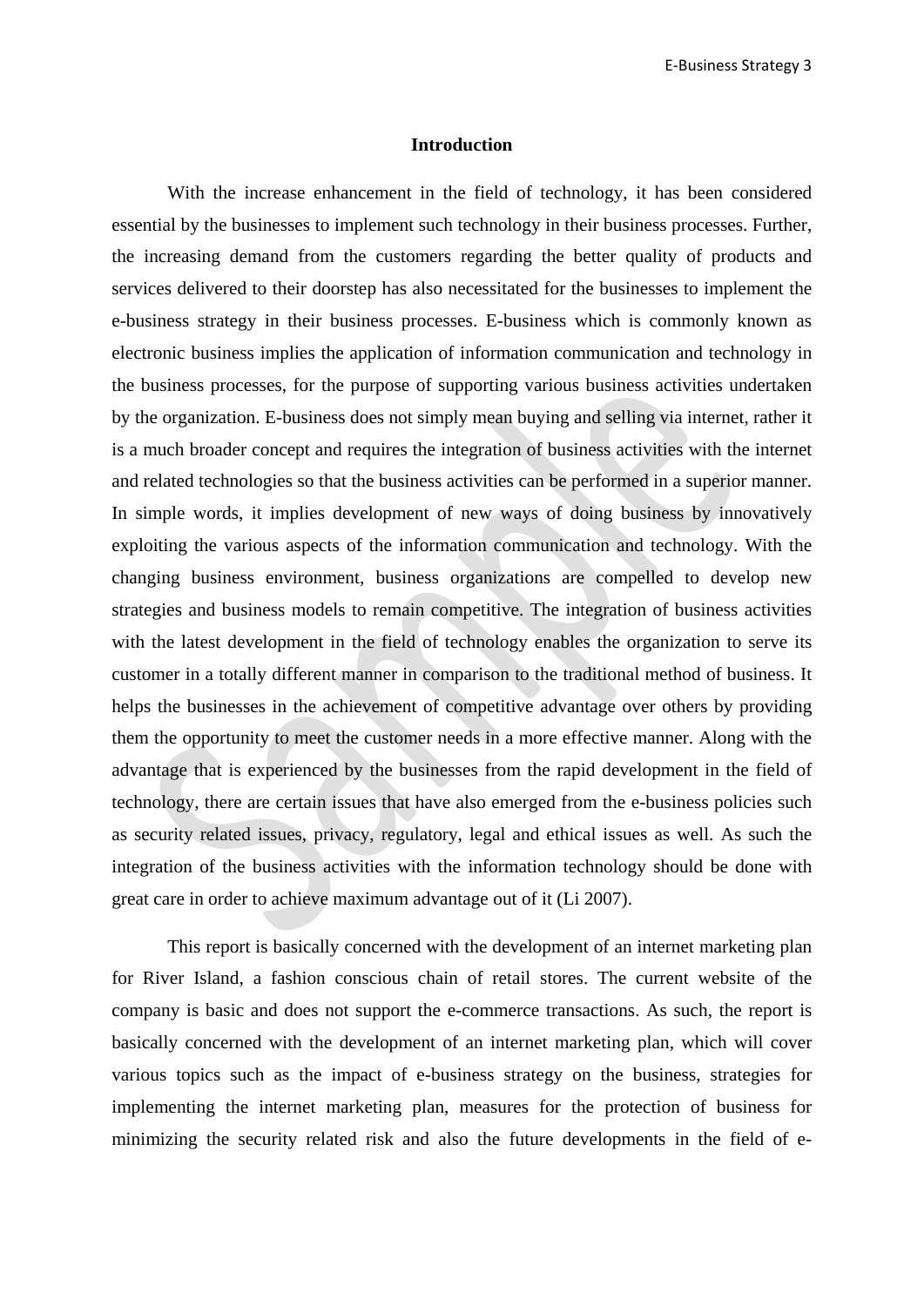## Introduction

With the increase enhancement in the field of technology, it has been considered essential by the businesses to implement such technology in their business processes. Further, the increasing demand from the customers regarding the better quality of products and services delivered to their doorstep has also necessitated for the businesses to implement the e-business strategy in their business processes. E-business which is commonly known as electronic business implies the application of information communication and technology in the business processes, for the purpose of supporting various business activities undertaken by the organization. E-business does not simply mean buying and selling via internet, rather it is a much broader concept and requires the integration of business activities with the internet and related technologies so that the business activities can be performed in a superior manner. In simple words, it implies development of new ways of doing business by innovatively exploiting the various aspects of the information communication and technology. With the changing business environment, business organizations are compelled to develop new strategies and business models to remain competitive. The integration of business activities with the latest development in the field of technology enables the organization to serve its customer in a totally different manner in comparison to the traditional method of business. It helps the businesses in the achievement of competitive advantage over others by providing them the opportunity to meet the customer needs in a more effective manner. Along with the advantage that is experienced by the businesses from the rapid development in the field of technology, there are certain issues that have also emerged from the e-business policies such as security related issues, privacy, regulatory, legal and ethical issues as well. As such the integration of the business activities with the information technology should be done with great care in order to achieve maximum advantage out of it (Li 2007).

This report is basically concerned with the development of an internet marketing plan for River Island, a fashion conscious chain of retail stores. The current website of the company is basic and does not support the e-commerce transactions. As such, the report is basically concerned with the development of an internet marketing plan, which will cover various topics such as the impact of e-business strategy on the business, strategies for implementing the internet marketing plan, measures for the protection of business for minimizing the security related risk and also the future developments in the field of e-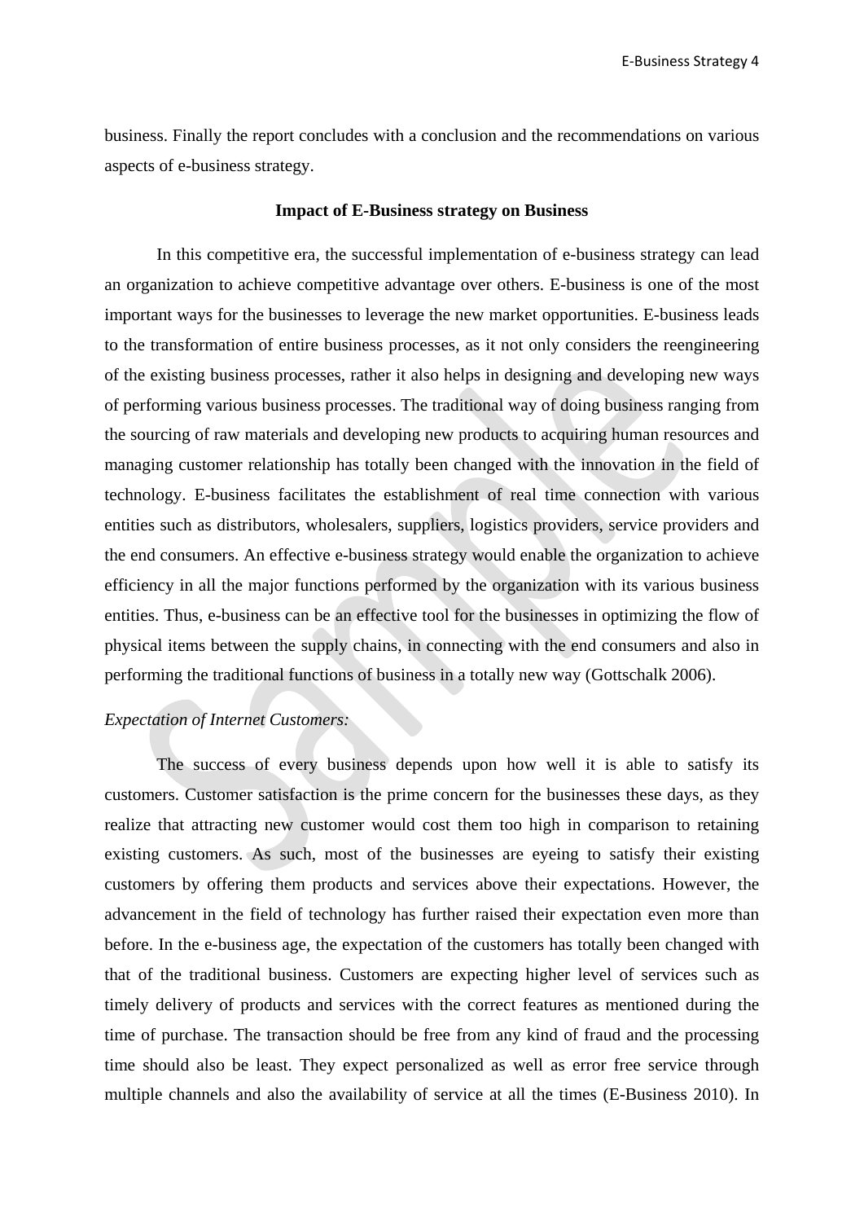business. Finally the report concludes with a conclusion and the recommendations on various aspects of e-business strategy.

## Impact of E-Business strategy on Business

In this competitive era, the successful implementation of e-business strategy can lead an organization to achieve competitive advantage over others. E-business is one of the most important ways for the businesses to leverage the new market opportunities. E-business leads to the transformation of entire business processes, as it not only considers the reengineering of the existing business processes, rather it also helps in designing and developing new ways of performing various business processes. The traditional way of doing business ranging from the sourcing of raw materials and developing new products to acquiring human resources and managing customer relationship has totally been changed with the innovation in the field of technology. E-business facilitates the establishment of real time connection with various entities such as distributors, wholesalers, suppliers, logistics providers, service providers and the end consumers. An effective e-business strategy would enable the organization to achieve efficiency in all the major functions performed by the organization with its various business entities. Thus, e-business can be an effective tool for the businesses in optimizing the flow of physical items between the supply chains, in connecting with the end consumers and also in performing the traditional functions of business in a totally new way (Gottschalk 2006).

*Expectation of Internet Customers:*

The success of every business depends upon how well it is able to satisfy its customers. Customer satisfaction is the prime concern for the businesses these days, as they realize that attracting new customer would cost them too high in comparison to retaining existing customers. As such, most of the businesses are eyeing to satisfy their existing customers by offering them products and services above their expectations. However, the advancement in the field of technology has further raised their expectation even more than before. In the e-business age, the expectation of the customers has totally been changed with that of the traditional business. Customers are expecting higher level of services such as timely delivery of products and services with the correct features as mentioned during the time of purchase. The transaction should be free from any kind of fraud and the processing time should also be least. They expect personalized as well as error free service through multiple channels and also the availability of service at all the times (E-Business 2010). In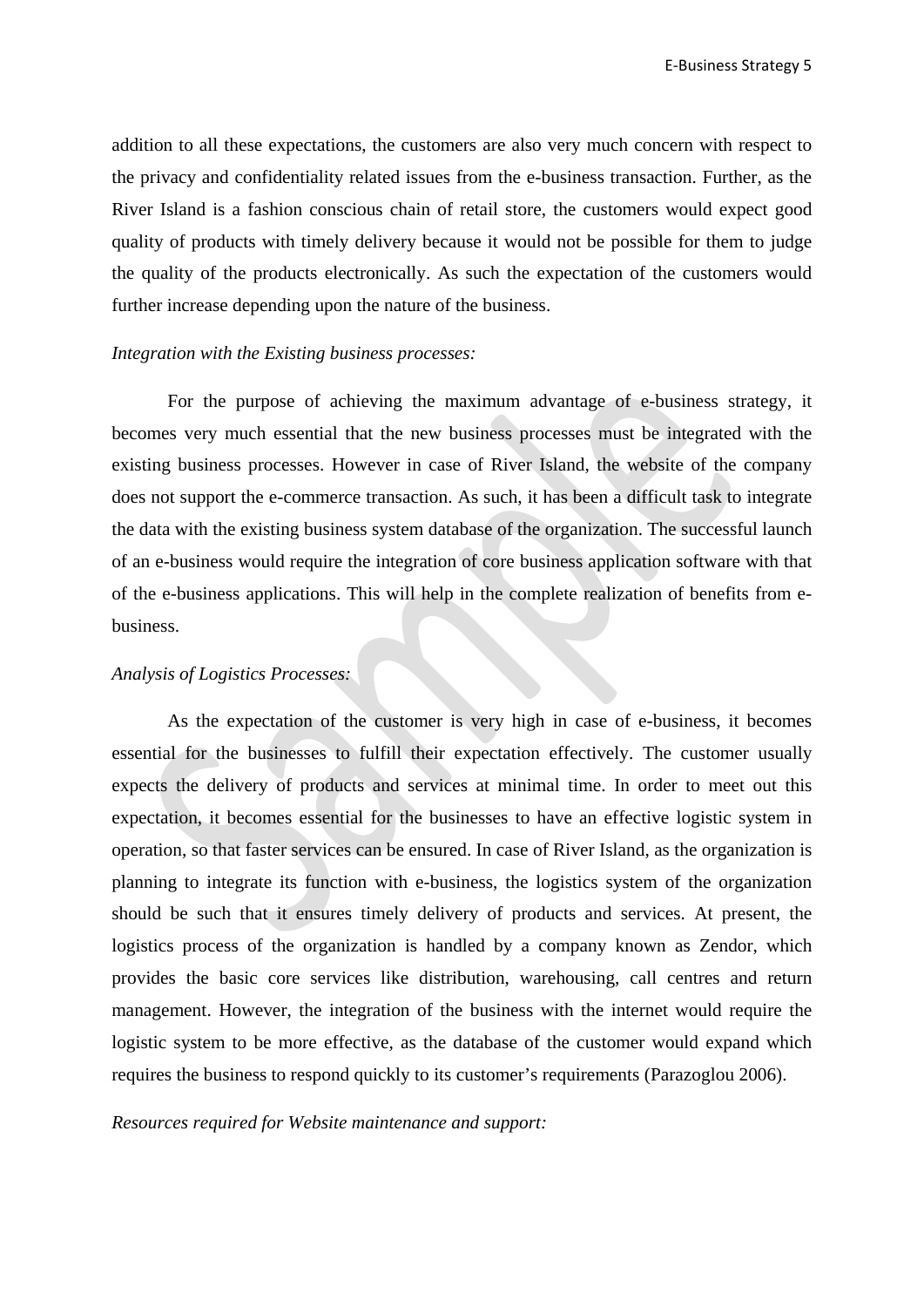addition to all these expectations, the customers are also very much concern with respect to the privacy and confidentiality related issues from the e-business transaction. Further, as the River Island is a fashion conscious chain of retail store, the customers would expect good quality of products with timely delivery because it would not be possible for them to judge the quality of the products electronically. As such the expectation of the customers would further increase depending upon the nature of the business.

*Integration with the Existing business processes:*

For the purpose of achieving the maximum advantage of e-business strategy, it becomes very much essential that the new business processes must be integrated with the existing business processes. However in case of River Island, the website of the company does not support the e-commerce transaction. As such, it has been a difficult task to integrate the data with the existing business system database of the organization. The successful launch of an e-business would require the integration of core business application software with that of the e-business applications. This will help in the complete realization of benefits from e-business.

*Analysis of Logistics Processes:*

As the expectation of the customer is very high in case of e-business, it becomes essential for the businesses to fulfill their expectation effectively. The customer usually expects the delivery of products and services at minimal time. In order to meet out this expectation, it becomes essential for the businesses to have an effective logistic system in operation, so that faster services can be ensured. In case of River Island, as the organization is planning to integrate its function with e-business, the logistics system of the organization should be such that it ensures timely delivery of products and services. At present, the logistics process of the organization is handled by a company known as Zendor, which provides the basic core services like distribution, warehousing, call centres and return management. However, the integration of the business with the internet would require the logistic system to be more effective, as the database of the customer would expand which requires the business to respond quickly to its customer's requirements (Parazoglou 2006).

*Resources required for Website maintenance and support:*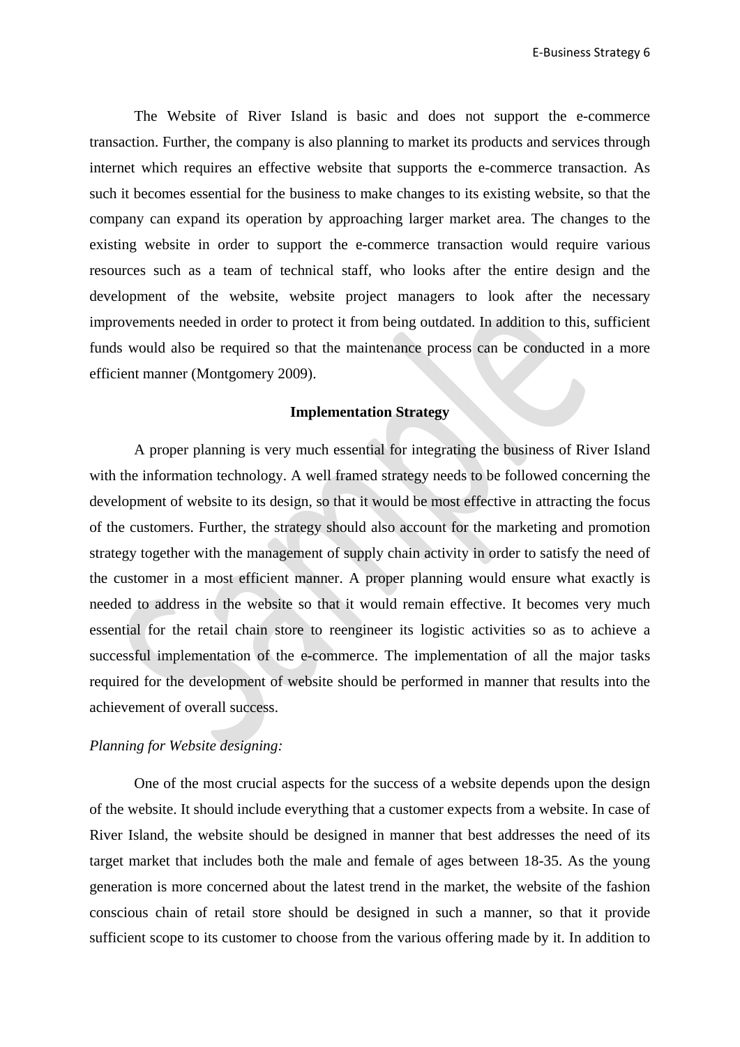The Website of River Island is basic and does not support the e-commerce transaction. Further, the company is also planning to market its products and services through internet which requires an effective website that supports the e-commerce transaction. As such it becomes essential for the business to make changes to its existing website, so that the company can expand its operation by approaching larger market area. The changes to the existing website in order to support the e-commerce transaction would require various resources such as a team of technical staff, who looks after the entire design and the development of the website, website project managers to look after the necessary improvements needed in order to protect it from being outdated. In addition to this, sufficient funds would also be required so that the maintenance process can be conducted in a more efficient manner (Montgomery 2009).

**Implementation Strategy**

A proper planning is very much essential for integrating the business of River Island with the information technology. A well framed strategy needs to be followed concerning the development of website to its design, so that it would be most effective in attracting the focus of the customers. Further, the strategy should also account for the marketing and promotion strategy together with the management of supply chain activity in order to satisfy the need of the customer in a most efficient manner. A proper planning would ensure what exactly is needed to address in the website so that it would remain effective. It becomes very much essential for the retail chain store to reengineer its logistic activities so as to achieve a successful implementation of the e-commerce. The implementation of all the major tasks required for the development of website should be performed in manner that results into the achievement of overall success.

*Planning for Website designing:*

One of the most crucial aspects for the success of a website depends upon the design of the website. It should include everything that a customer expects from a website. In case of River Island, the website should be designed in manner that best addresses the need of its target market that includes both the male and female of ages between 18-35. As the young generation is more concerned about the latest trend in the market, the website of the fashion conscious chain of retail store should be designed in such a manner, so that it provide sufficient scope to its customer to choose from the various offering made by it. In addition to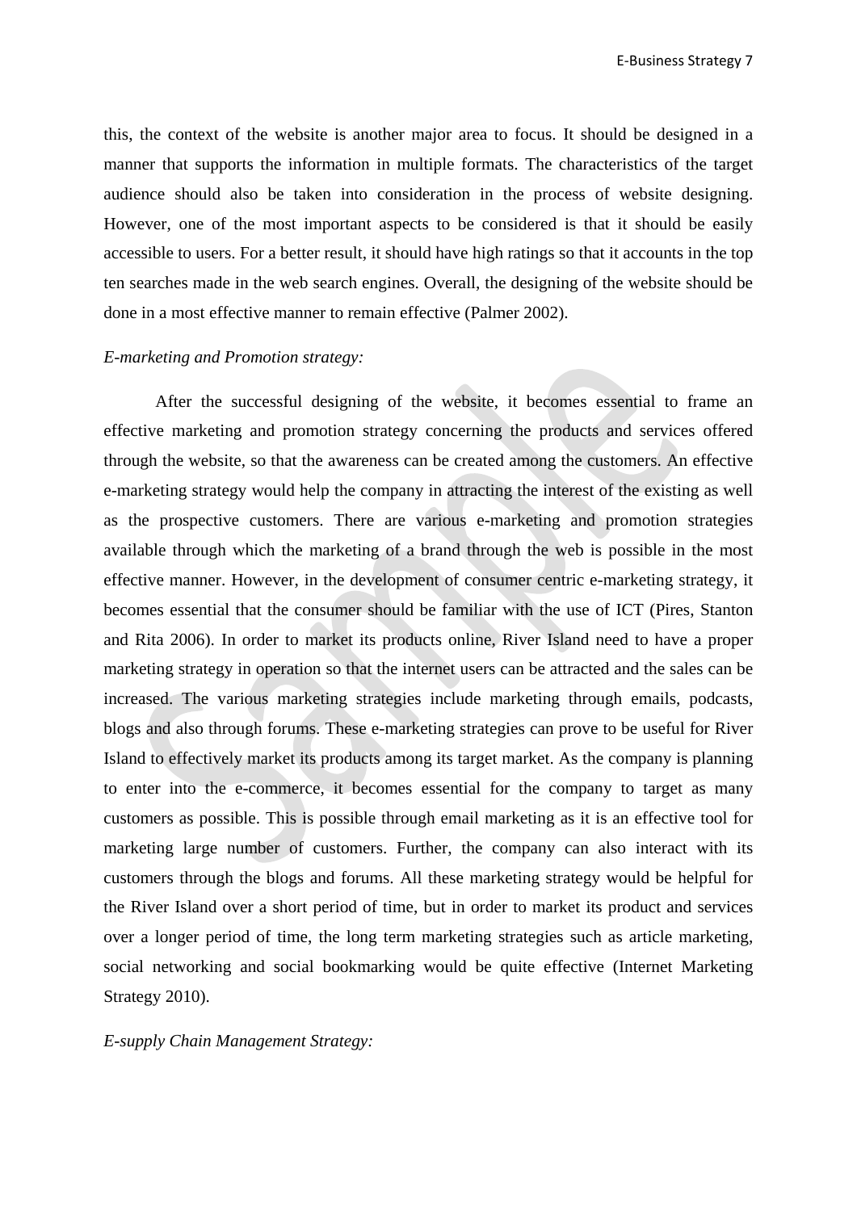this, the context of the website is another major area to focus. It should be designed in a manner that supports the information in multiple formats. The characteristics of the target audience should also be taken into consideration in the process of website designing. However, one of the most important aspects to be considered is that it should be easily accessible to users. For a better result, it should have high ratings so that it accounts in the top ten searches made in the web search engines. Overall, the designing of the website should be done in a most effective manner to remain effective (Palmer 2002).

*E-marketing and Promotion strategy:*

After the successful designing of the website, it becomes essential to frame an effective marketing and promotion strategy concerning the products and services offered through the website, so that the awareness can be created among the customers. An effective e-marketing strategy would help the company in attracting the interest of the existing as well as the prospective customers. There are various e-marketing and promotion strategies available through which the marketing of a brand through the web is possible in the most effective manner. However, in the development of consumer centric e-marketing strategy, it becomes essential that the consumer should be familiar with the use of ICT (Pires, Stanton and Rita 2006). In order to market its products online, River Island need to have a proper marketing strategy in operation so that the internet users can be attracted and the sales can be increased. The various marketing strategies include marketing through emails, podcasts, blogs and also through forums. These e-marketing strategies can prove to be useful for River Island to effectively market its products among its target market. As the company is planning to enter into the e-commerce, it becomes essential for the company to target as many customers as possible. This is possible through email marketing as it is an effective tool for marketing large number of customers. Further, the company can also interact with its customers through the blogs and forums. All these marketing strategy would be helpful for the River Island over a short period of time, but in order to market its product and services over a longer period of time, the long term marketing strategies such as article marketing, social networking and social bookmarking would be quite effective (Internet Marketing Strategy 2010).

*E-supply Chain Management Strategy:*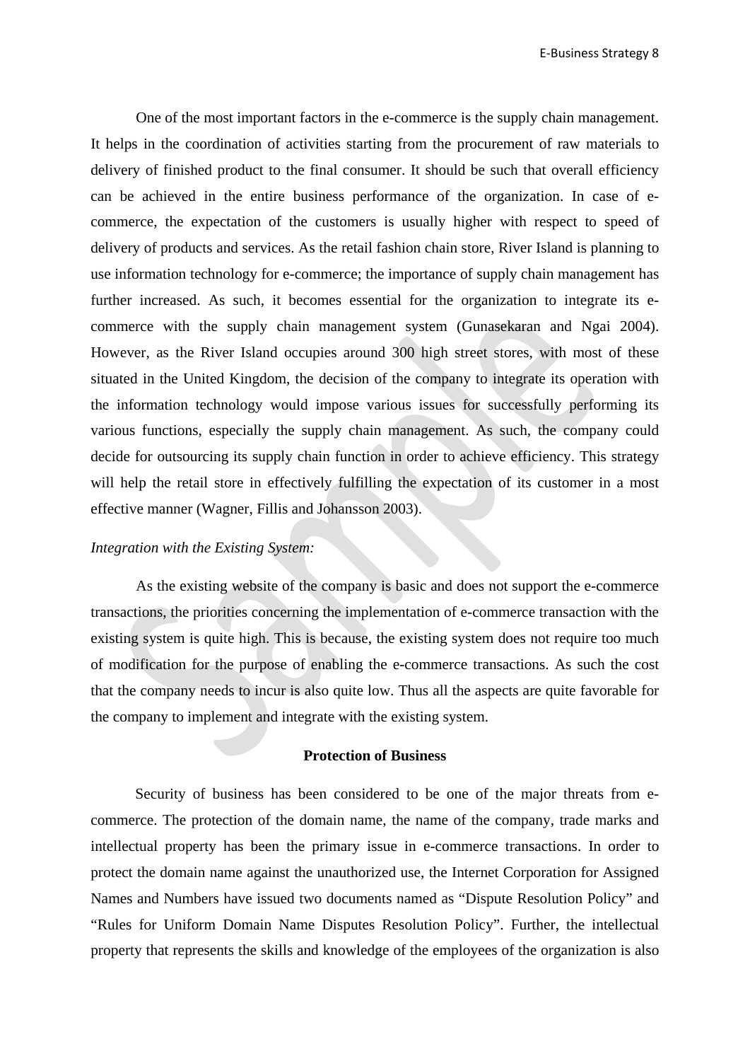One of the most important factors in the e-commerce is the supply chain management. It helps in the coordination of activities starting from the procurement of raw materials to delivery of finished product to the final consumer. It should be such that overall efficiency can be achieved in the entire business performance of the organization. In case of e-commerce, the expectation of the customers is usually higher with respect to speed of delivery of products and services. As the retail fashion chain store, River Island is planning to use information technology for e-commerce; the importance of supply chain management has further increased. As such, it becomes essential for the organization to integrate its e-commerce with the supply chain management system (Gunasekaran and Ngai 2004). However, as the River Island occupies around 300 high street stores, with most of these situated in the United Kingdom, the decision of the company to integrate its operation with the information technology would impose various issues for successfully performing its various functions, especially the supply chain management. As such, the company could decide for outsourcing its supply chain function in order to achieve efficiency. This strategy will help the retail store in effectively fulfilling the expectation of its customer in a most effective manner (Wagner, Fillis and Johansson 2003).

*Integration with the Existing System:*

As the existing website of the company is basic and does not support the e-commerce transactions, the priorities concerning the implementation of e-commerce transaction with the existing system is quite high. This is because, the existing system does not require too much of modification for the purpose of enabling the e-commerce transactions. As such the cost that the company needs to incur is also quite low. Thus all the aspects are quite favorable for the company to implement and integrate with the existing system.

## Protection of Business

Security of business has been considered to be one of the major threats from e-commerce. The protection of the domain name, the name of the company, trade marks and intellectual property has been the primary issue in e-commerce transactions. In order to protect the domain name against the unauthorized use, the Internet Corporation for Assigned Names and Numbers have issued two documents named as "Dispute Resolution Policy" and "Rules for Uniform Domain Name Disputes Resolution Policy". Further, the intellectual property that represents the skills and knowledge of the employees of the organization is also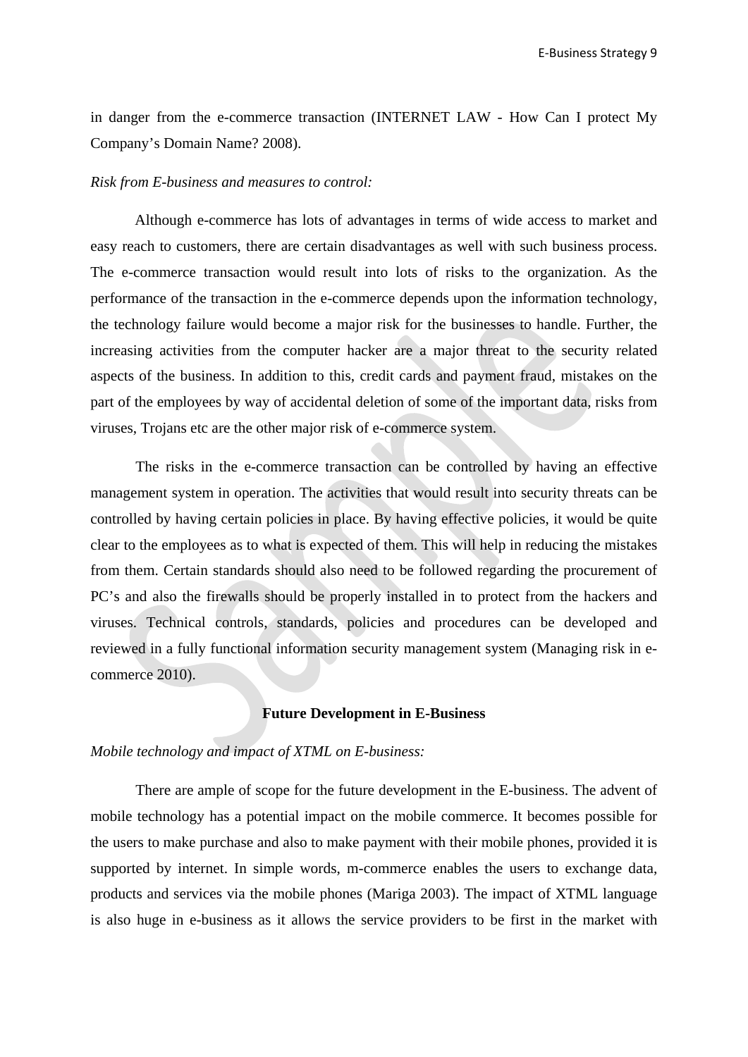in danger from the e-commerce transaction (INTERNET LAW - How Can I protect My Company's Domain Name? 2008).

*Risk from E-business and measures to control:*

Although e-commerce has lots of advantages in terms of wide access to market and easy reach to customers, there are certain disadvantages as well with such business process. The e-commerce transaction would result into lots of risks to the organization. As the performance of the transaction in the e-commerce depends upon the information technology, the technology failure would become a major risk for the businesses to handle. Further, the increasing activities from the computer hacker are a major threat to the security related aspects of the business. In addition to this, credit cards and payment fraud, mistakes on the part of the employees by way of accidental deletion of some of the important data, risks from viruses, Trojans etc are the other major risk of e-commerce system.

The risks in the e-commerce transaction can be controlled by having an effective management system in operation. The activities that would result into security threats can be controlled by having certain policies in place. By having effective policies, it would be quite clear to the employees as to what is expected of them. This will help in reducing the mistakes from them. Certain standards should also need to be followed regarding the procurement of PC's and also the firewalls should be properly installed in to protect from the hackers and viruses. Technical controls, standards, policies and procedures can be developed and reviewed in a fully functional information security management system (Managing risk in e-commerce 2010).

## Future Development in E-Business

*Mobile technology and impact of XTML on E-business:*

There are ample of scope for the future development in the E-business. The advent of mobile technology has a potential impact on the mobile commerce. It becomes possible for the users to make purchase and also to make payment with their mobile phones, provided it is supported by internet. In simple words, m-commerce enables the users to exchange data, products and services via the mobile phones (Mariga 2003). The impact of XTML language is also huge in e-business as it allows the service providers to be first in the market with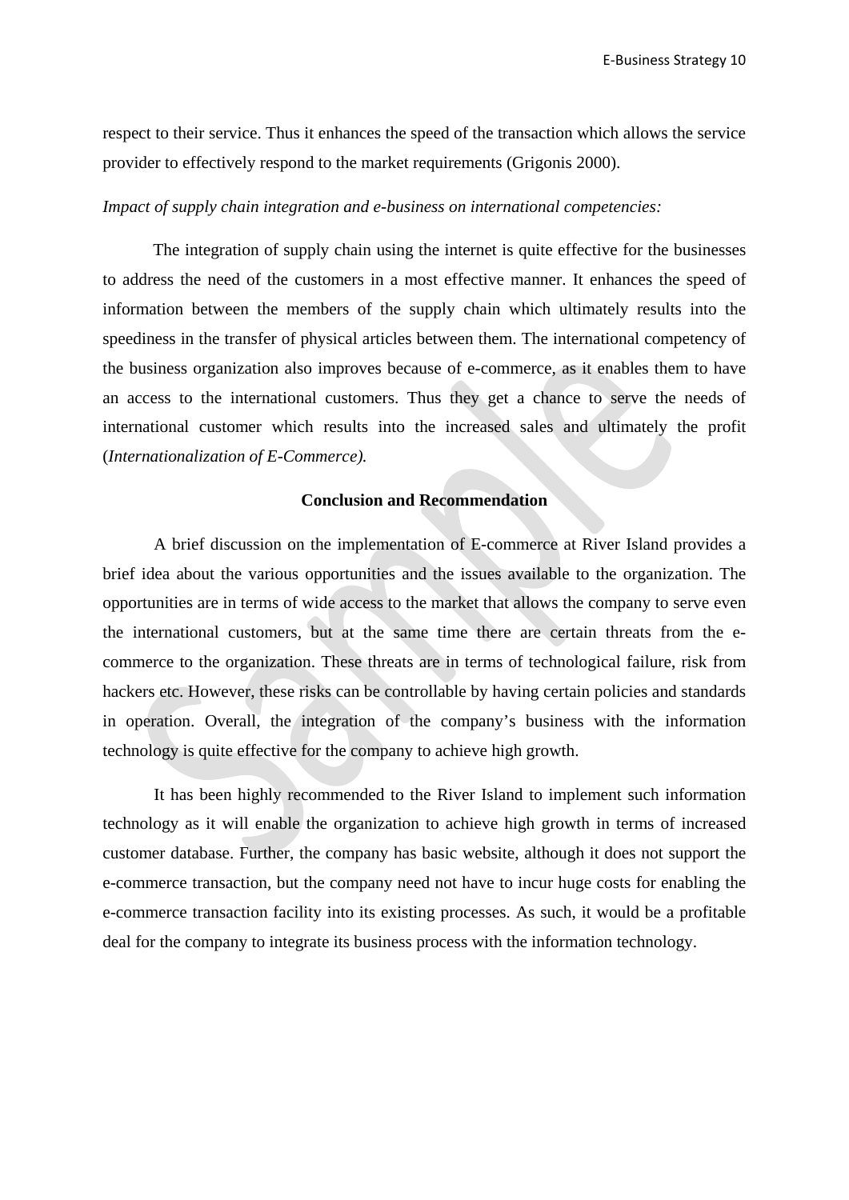respect to their service. Thus it enhances the speed of the transaction which allows the service provider to effectively respond to the market requirements (Grigonis 2000).

*Impact of supply chain integration and e-business on international competencies:*

The integration of supply chain using the internet is quite effective for the businesses to address the need of the customers in a most effective manner. It enhances the speed of information between the members of the supply chain which ultimately results into the speediness in the transfer of physical articles between them. The international competency of the business organization also improves because of e-commerce, as it enables them to have an access to the international customers. Thus they get a chance to serve the needs of international customer which results into the increased sales and ultimately the profit (*Internationalization of E-Commerce).*

## Conclusion and Recommendation

A brief discussion on the implementation of E-commerce at River Island provides a brief idea about the various opportunities and the issues available to the organization. The opportunities are in terms of wide access to the market that allows the company to serve even the international customers, but at the same time there are certain threats from the e-commerce to the organization. These threats are in terms of technological failure, risk from hackers etc. However, these risks can be controllable by having certain policies and standards in operation. Overall, the integration of the company's business with the information technology is quite effective for the company to achieve high growth.

It has been highly recommended to the River Island to implement such information technology as it will enable the organization to achieve high growth in terms of increased customer database. Further, the company has basic website, although it does not support the e-commerce transaction, but the company need not have to incur huge costs for enabling the e-commerce transaction facility into its existing processes. As such, it would be a profitable deal for the company to integrate its business process with the information technology.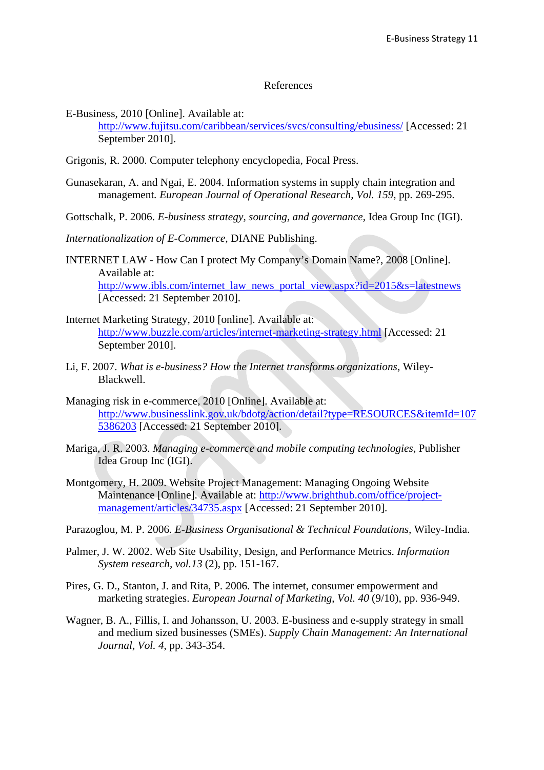# References

E-Business, 2010 [Online]. Available at: http://www.fujitsu.com/caribbean/services/svcs/consulting/ebusiness/ [Accessed: 21 September 2010].

Grigonis, R. 2000. Computer telephony encyclopedia, Focal Press.

Gunasekaran, A. and Ngai, E. 2004. Information systems in supply chain integration and management. *European Journal of Operational Research, Vol. 159*, pp. 269-295.

Gottschalk, P. 2006. *E-business strategy, sourcing, and governance*, Idea Group Inc (IGI).

*Internationalization of E-Commerce*, DIANE Publishing.

INTERNET LAW - How Can I protect My Company's Domain Name?, 2008 [Online]. Available at: http://www.ibls.com/internet_law_news_portal_view.aspx?id=2015&s=latestnews [Accessed: 21 September 2010].

Internet Marketing Strategy, 2010 [online]. Available at: http://www.buzzle.com/articles/internet-marketing-strategy.html [Accessed: 21 September 2010].

Li, F. 2007. *What is e-business? How the Internet transforms organizations*, Wiley-Blackwell.

Managing risk in e-commerce, 2010 [Online]. Available at: http://www.businesslink.gov.uk/bdotg/action/detail?type=RESOURCES&itemId=1075386203 [Accessed: 21 September 2010].

Mariga, J. R. 2003. *Managing e-commerce and mobile computing technologies*, Publisher Idea Group Inc (IGI).

Montgomery, H. 2009. Website Project Management: Managing Ongoing Website Maintenance [Online]. Available at: http://www.brighthub.com/office/project-management/articles/34735.aspx [Accessed: 21 September 2010].

Parazoglou, M. P. 2006. *E-Business Organisational & Technical Foundations*, Wiley-India.

Palmer, J. W. 2002. Web Site Usability, Design, and Performance Metrics. *Information System research, vol.13* (2), pp. 151-167.

Pires, G. D., Stanton, J. and Rita, P. 2006. The internet, consumer empowerment and marketing strategies. *European Journal of Marketing, Vol. 40* (9/10), pp. 936-949.

Wagner, B. A., Fillis, I. and Johansson, U. 2003. E-business and e-supply strategy in small and medium sized businesses (SMEs). *Supply Chain Management: An International Journal, Vol. 4*, pp. 343-354.